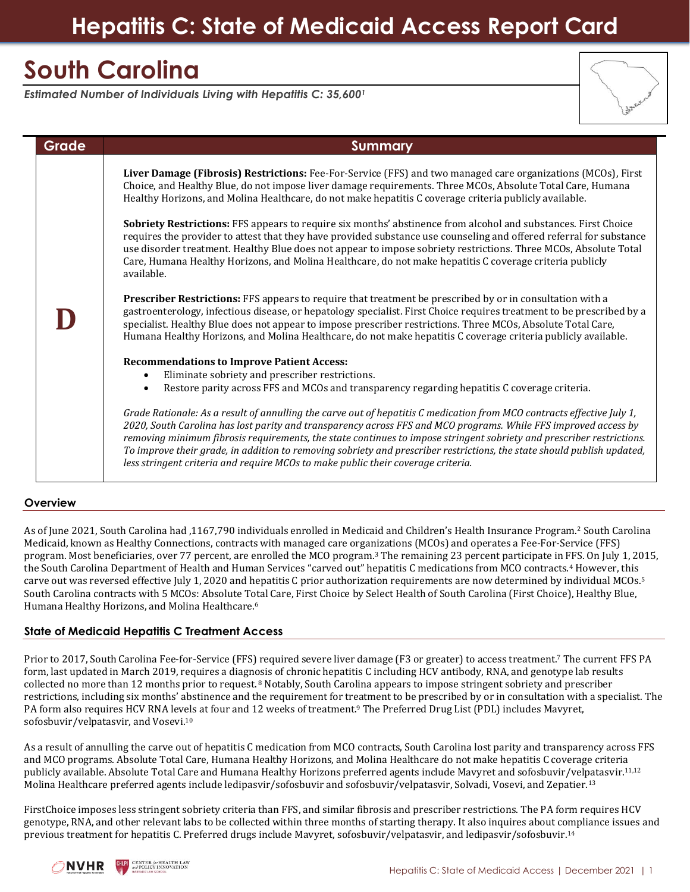# Hepatitis C: State of Medicaid Access Report Card

## South Carolina

*Estimated Number of Individuals Living with Hepatitis C: 35,600[1]*

| Grade | Summary |
|---|---|
| **D** | **Liver Damage (Fibrosis) Restrictions:** Fee-For-Service (FFS) and two managed care organizations (MCOs), First Choice, and Healthy Blue, do not impose liver damage requirements. Three MCOs, Absolute Total Care, Humana Healthy Horizons, and Molina Healthcare, do not make hepatitis C coverage criteria publicly available.<br><br>**Sobriety Restrictions:** FFS appears to require six months' abstinence from alcohol and substances. First Choice requires the provider to attest that they have provided substance use counseling and offered referral for substance use disorder treatment. Healthy Blue does not appear to impose sobriety restrictions. Three MCOs, Absolute Total Care, Humana Healthy Horizons, and Molina Healthcare, do not make hepatitis C coverage criteria publicly available.<br><br>**Prescriber Restrictions:** FFS appears to require that treatment be prescribed by or in consultation with a gastroenterology, infectious disease, or hepatology specialist. First Choice requires treatment to be prescribed by a specialist. Healthy Blue does not appear to impose prescriber restrictions. Three MCOs, Absolute Total Care, Humana Healthy Horizons, and Molina Healthcare, do not make hepatitis C coverage criteria publicly available.<br><br>**Recommendations to Improve Patient Access:**<br>• Eliminate sobriety and prescriber restrictions.<br>• Restore parity across FFS and MCOs and transparency regarding hepatitis C coverage criteria.<br><br>*Grade Rationale: As a result of annulling the carve out of hepatitis C medication from MCO contracts effective July 1, 2020, South Carolina has lost parity and transparency across FFS and MCO programs. While FFS improved access by removing minimum fibrosis requirements, the state continues to impose stringent sobriety and prescriber restrictions. To improve their grade, in addition to removing sobriety and prescriber restrictions, the state should publish updated, less stringent criteria and require MCOs to make public their coverage criteria.* |

### Overview

As of June 2021, South Carolina had ,1167,790 individuals enrolled in Medicaid and Children's Health Insurance Program.[2] South Carolina Medicaid, known as Healthy Connections, contracts with managed care organizations (MCOs) and operates a Fee-For-Service (FFS) program. Most beneficiaries, over 77 percent, are enrolled the MCO program.[3] The remaining 23 percent participate in FFS. On July 1, 2015, the South Carolina Department of Health and Human Services "carved out" hepatitis C medications from MCO contracts.[4] However, this carve out was reversed effective July 1, 2020 and hepatitis C prior authorization requirements are now determined by individual MCOs.[5] South Carolina contracts with 5 MCOs: Absolute Total Care, First Choice by Select Health of South Carolina (First Choice), Healthy Blue, Humana Healthy Horizons, and Molina Healthcare.[6]

### State of Medicaid Hepatitis C Treatment Access

Prior to 2017, South Carolina Fee-for-Service (FFS) required severe liver damage (F3 or greater) to access treatment.[7] The current FFS PA form, last updated in March 2019, requires a diagnosis of chronic hepatitis C including HCV antibody, RNA, and genotype lab results collected no more than 12 months prior to request.[8] Notably, South Carolina appears to impose stringent sobriety and prescriber restrictions, including six months' abstinence and the requirement for treatment to be prescribed by or in consultation with a specialist. The PA form also requires HCV RNA levels at four and 12 weeks of treatment.[9] The Preferred Drug List (PDL) includes Mavyret, sofosbuvir/velpatasvir, and Vosevi.[10]

As a result of annulling the carve out of hepatitis C medication from MCO contracts, South Carolina lost parity and transparency across FFS and MCO programs. Absolute Total Care, Humana Healthy Horizons, and Molina Healthcare do not make hepatitis C coverage criteria publicly available. Absolute Total Care and Humana Healthy Horizons preferred agents include Mavyret and sofosbuvir/velpatasvir.[11,12] Molina Healthcare preferred agents include ledipasvir/sofosbuvir and sofosbuvir/velpatasvir, Solvadi, Vosevi, and Zepatier.[13]

FirstChoice imposes less stringent sobriety criteria than FFS, and similar fibrosis and prescriber restrictions. The PA form requires HCV genotype, RNA, and other relevant labs to be collected within three months of starting therapy. It also inquires about compliance issues and previous treatment for hepatitis C. Preferred drugs include Mavyret, sofosbuvir/velpatasvir, and ledipasvir/sofosbuvir.[14]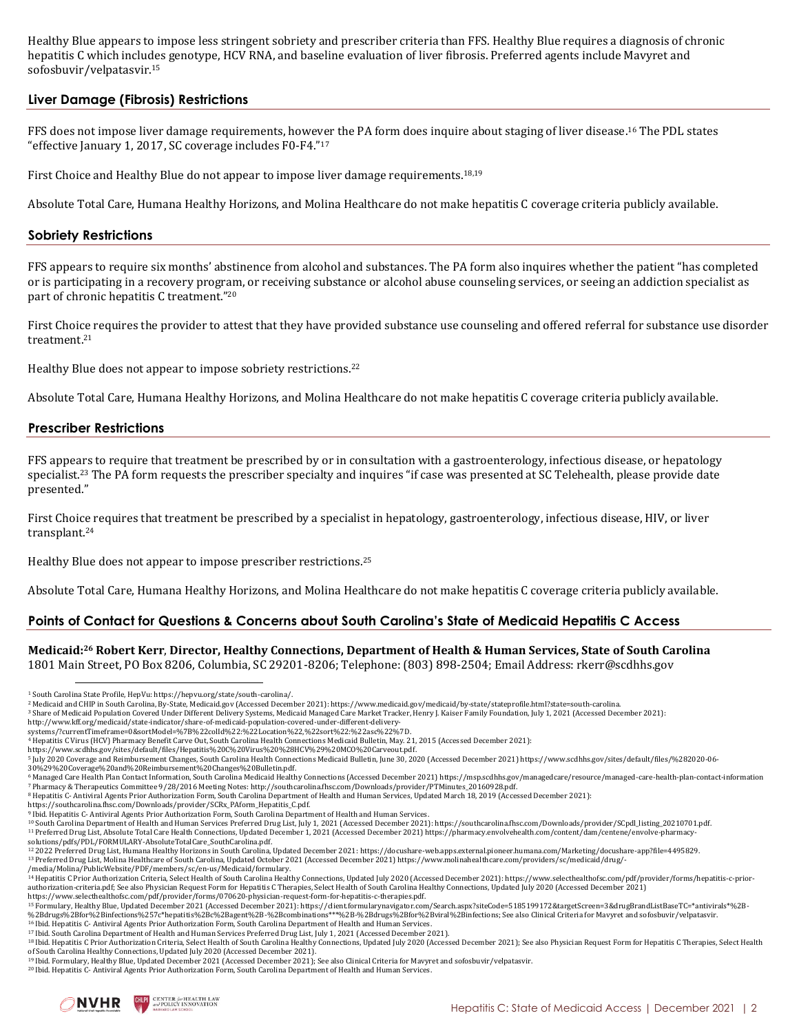Healthy Blue appears to impose less stringent sobriety and prescriber criteria than FFS. Healthy Blue requires a diagnosis of chronic hepatitis C which includes genotype, HCV RNA, and baseline evaluation of liver fibrosis. Preferred agents include Mavyret and sofosbuvir/velpatasvir.[15]

## Liver Damage (Fibrosis) Restrictions

FFS does not impose liver damage requirements, however the PA form does inquire about staging of liver disease.[16] The PDL states "effective January 1, 2017, SC coverage includes F0-F4."[17]

First Choice and Healthy Blue do not appear to impose liver damage requirements.[18,19]

Absolute Total Care, Humana Healthy Horizons, and Molina Healthcare do not make hepatitis C coverage criteria publicly available.

## Sobriety Restrictions

FFS appears to require six months' abstinence from alcohol and substances. The PA form also inquires whether the patient "has completed or is participating in a recovery program, or receiving substance or alcohol abuse counseling services, or seeing an addiction specialist as part of chronic hepatitis C treatment."[20]

First Choice requires the provider to attest that they have provided substance use counseling and offered referral for substance use disorder treatment.[21]

Healthy Blue does not appear to impose sobriety restrictions.[22]

Absolute Total Care, Humana Healthy Horizons, and Molina Healthcare do not make hepatitis C coverage criteria publicly available.

## Prescriber Restrictions

FFS appears to require that treatment be prescribed by or in consultation with a gastroenterology, infectious disease, or hepatology specialist.[23] The PA form requests the prescriber specialty and inquires "if case was presented at SC Telehealth, please provide date presented."

First Choice requires that treatment be prescribed by a specialist in hepatology, gastroenterology, infectious disease, HIV, or liver transplant.[24]

Healthy Blue does not appear to impose prescriber restrictions.[25]

Absolute Total Care, Humana Healthy Horizons, and Molina Healthcare do not make hepatitis C coverage criteria publicly available.

## Points of Contact for Questions & Concerns about South Carolina's State of Medicaid Hepatitis C Access

**Medicaid:[26] Robert Kerr, Director, Healthy Connections, Department of Health & Human Services, State of South Carolina**
1801 Main Street, PO Box 8206, Columbia, SC 29201-8206; Telephone: (803) 898-2504; Email Address: rkerr@scdhhs.gov

---

[1] South Carolina State Profile, HepVu: https://hepvu.org/state/south-carolina/.
[2] Medicaid and CHIP in South Carolina, By-State, Medicaid.gov (Accessed December 2021): https://www.medicaid.gov/medicaid/by-state/stateprofile.html?state=south-carolina.
[3] Share of Medicaid Population Covered Under Different Delivery Systems, Medicaid Managed Care Market Tracker, Henry J. Kaiser Family Foundation, July 1, 2021 (Accessed December 2021): http://www.kff.org/medicaid/state-indicator/share-of-medicaid-population-covered-under-different-delivery-systems/?currentTimeframe=0&sortModel=%7B%22colId%22:%22Location%22,%22sort%22:%22asc%22%7D.
[4] Hepatitis C Virus (HCV) Pharmacy Benefit Carve Out, South Carolina Health Connections Medicaid Bulletin, May. 21, 2015 (Accessed December 2021): https://www.scdhhs.gov/sites/default/files/Hepatitis%20C%20Virus%20%28HCV%29%20MCO%20Carveout.pdf.
[5] July 2020 Coverage and Reimbursement Changes, South Carolina Health Connections Medicaid Bulletin, June 30, 2020 (Accessed December 2021) https://www.scdhhs.gov/sites/default/files/%282020-06-30%29%20Coverage%20and%20Reimbursement%20Changes%20Bulletin.pdf.
[6] Managed Care Health Plan Contact Information, South Carolina Medicaid Healthy Connections (Accessed December 2021) https://msp.scdhhs.gov/managedcare/resource/managed-care-health-plan-contact-information
[7] Pharmacy & Therapeutics Committee 9/28/2016 Meeting Notes: http://southcarolina.fhsc.com/Downloads/provider/PTMinutes_20160928.pdf.
[8] Hepatitis C- Antiviral Agents Prior Authorization Form, South Carolina Department of Health and Human Services, Updated March 18, 2019 (Accessed December 2021): https://southcarolina.fhsc.com/Downloads/provider/SCRx_PAform_Hepatitis_C.pdf.
[9] Ibid. Hepatitis C- Antiviral Agents Prior Authorization Form, South Carolina Department of Health and Human Services.
[10] South Carolina Department of Health and Human Services Preferred Drug List, July 1, 2021 (Accessed December 2021): https://southcarolina.fhsc.com/Downloads/provider/SCpdl_listing_20210701.pdf.
[11] Preferred Drug List, Absolute Total Care Health Connections, Updated December 1, 2021 (Accessed December 2021) https://pharmacy.envolvehealth.com/content/dam/centene/envolve-pharmacy-solutions/pdfs/PDL/FORMULARY-AbsoluteTotalCare_SouthCarolina.pdf.
[12] 2022 Preferred Drug List, Humana Healthy Horizons in South Carolina, Updated December 2021: https://docushare-web.apps.external.pioneer.humana.com/Marketing/docushare-app?file=4495829.
[13] Preferred Drug List, Molina Healthcare of South Carolina, Updated October 2021 (Accessed December 2021) https://www.molinahealthcare.com/providers/sc/medicaid/drug/-/media/Molina/PublicWebsite/PDF/members/sc/en-us/Medicaid/formulary.
[14] Hepatitis C Prior Authorization Criteria, Select Health of South Carolina Healthy Connections, Updated July 2020 (Accessed December 2021): https://www.selecthealthofsc.com/pdf/provider/forms/hepatitis-c-prior-authorization-criteria.pdf; See also Physician Request Form for Hepatitis C Therapies, Select Health of South Carolina Healthy Connections, Updated July 2020 (Accessed December 2021) https://www.selecthealthofsc.com/pdf/provider/forms/070620-physician-request-form-for-hepatitis-c-therapies.pdf.
[15] Formulary, Healthy Blue, Updated December 2021 (Accessed December 2021): https://client.formularynavigator.com/Search.aspx?siteCode=5185199172&targetScreen=3&drugBrandListBaseTC=*antivirals*%2B-%2Bdrugs%2Bfor%2Binfections%257c*hepatitis%2Bc%2Bagent%2B-%2Bcombinations***%2B-%2Bdrugs%2Bfor%2Bviral%2Binfections; See also Clinical Criteria for Mavyret and sofosbuvir/velpatasvir.
[16] Ibid. Hepatitis C- Antiviral Agents Prior Authorization Form, South Carolina Department of Health and Human Services.
[17] Ibid. South Carolina Department of Health and Human Services Preferred Drug List, July 1, 2021 (Accessed December 2021).
[18] Ibid. Hepatitis C Prior Authorization Criteria, Select Health of South Carolina Healthy Connections, Updated July 2020 (Accessed December 2021); See also Physician Request Form for Hepatitis C Therapies, Select Health of South Carolina Healthy Connections, Updated July 2020 (Accessed December 2021).
[19] Ibid. Formulary, Healthy Blue, Updated December 2021 (Accessed December 2021); See also Clinical Criteria for Mavyret and sofosbuvir/velpatasvir.
[20] Ibid. Hepatitis C- Antiviral Agents Prior Authorization Form, South Carolina Department of Health and Human Services.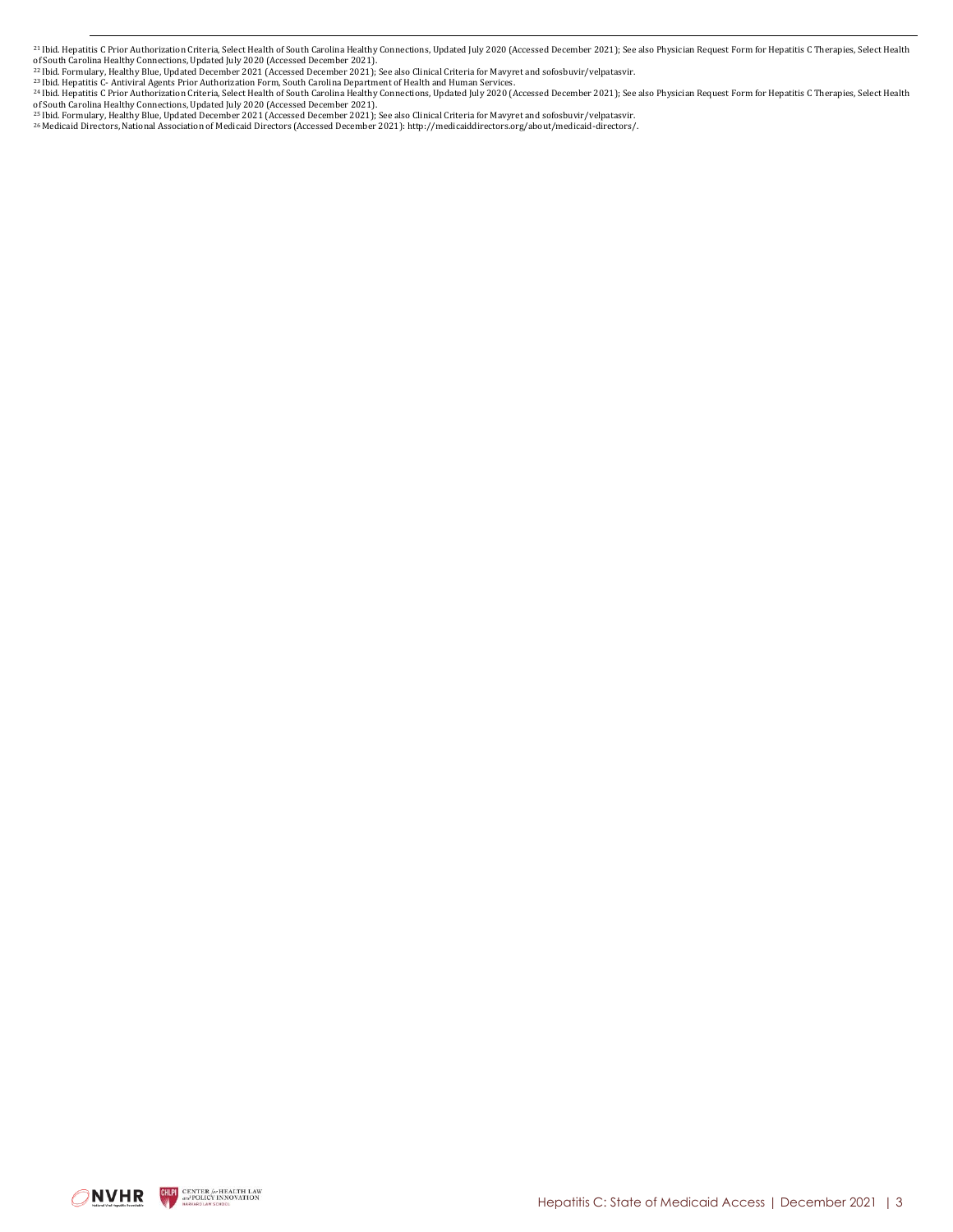[21] Ibid. Hepatitis C Prior Authorization Criteria, Select Health of South Carolina Healthy Connections, Updated July 2020 (Accessed December 2021); See also Physician Request Form for Hepatitis C Therapies, Select Health of South Carolina Healthy Connections, Updated July 2020 (Accessed December 2021).

[22] Ibid. Formulary, Healthy Blue, Updated December 2021 (Accessed December 2021); See also Clinical Criteria for Mavyret and sofosbuvir/velpatasvir.

[23] Ibid. Hepatitis C- Antiviral Agents Prior Authorization Form, South Carolina Department of Health and Human Services.

[24] Ibid. Hepatitis C Prior Authorization Criteria, Select Health of South Carolina Healthy Connections, Updated July 2020 (Accessed December 2021); See also Physician Request Form for Hepatitis C Therapies, Select Health of South Carolina Healthy Connections, Updated July 2020 (Accessed December 2021).

[25] Ibid. Formulary, Healthy Blue, Updated December 2021 (Accessed December 2021); See also Clinical Criteria for Mavyret and sofosbuvir/velpatasvir.

[26] Medicaid Directors, National Association of Medicaid Directors (Accessed December 2021): http://medicaiddirectors.org/about/medicaid-directors/.